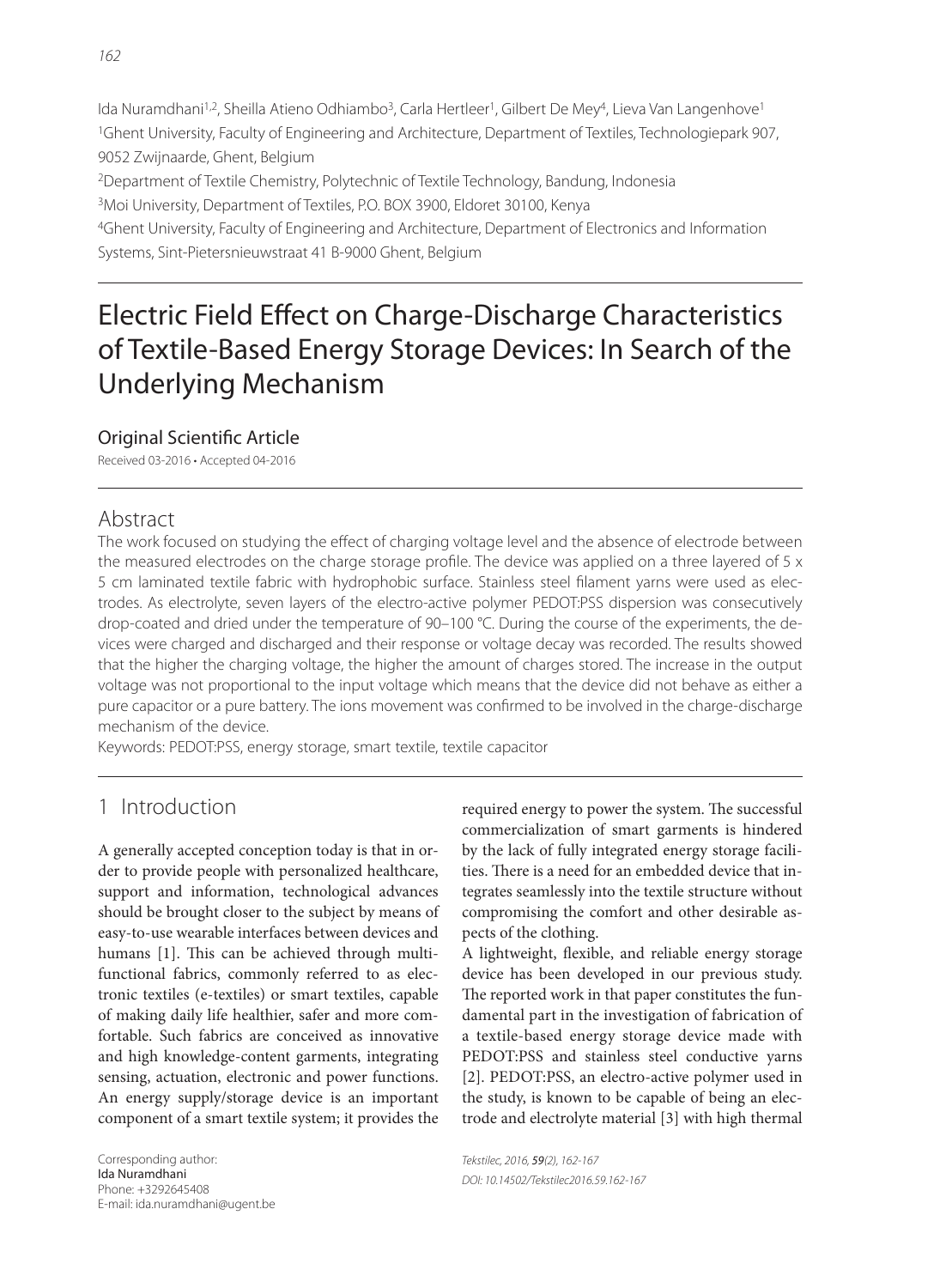Ida Nuramdhani[1,2], Sheilla Atieno Odhiambo[3], Carla Hertleer[1], Gilbert De Mey[4], Lieva Van Langenhove[1]

[1]Ghent University, Faculty of Engineering and Architecture, Department of Textiles, Technologiepark 907, 9052 Zwijnaarde, Ghent, Belgium

[2]Department of Textile Chemistry, Polytechnic of Textile Technology, Bandung, Indonesia

[3]Moi University, Department of Textiles, P.O. BOX 3900, Eldoret 30100, Kenya

[4]Ghent University, Faculty of Engineering and Architecture, Department of Electronics and Information Systems, Sint-Pietersnieuwstraat 41 B-9000 Ghent, Belgium

# Electric Field Effect on Charge-Discharge Characteristics of Textile-Based Energy Storage Devices: In Search of the Underlying Mechanism

Original Scientific Article

Received 03-2016 • Accepted 04-2016

## Abstract

The work focused on studying the effect of charging voltage level and the absence of electrode between the measured electrodes on the charge storage profile. The device was applied on a three layered of 5 x 5 cm laminated textile fabric with hydrophobic surface. Stainless steel filament yarns were used as electrodes. As electrolyte, seven layers of the electro-active polymer PEDOT:PSS dispersion was consecutively drop-coated and dried under the temperature of 90–100 °C. During the course of the experiments, the devices were charged and discharged and their response or voltage decay was recorded. The results showed that the higher the charging voltage, the higher the amount of charges stored. The increase in the output voltage was not proportional to the input voltage which means that the device did not behave as either a pure capacitor or a pure battery. The ions movement was confirmed to be involved in the charge-discharge mechanism of the device.

Keywords: PEDOT:PSS, energy storage, smart textile, textile capacitor

## 1 Introduction

A generally accepted conception today is that in order to provide people with personalized healthcare, support and information, technological advances should be brought closer to the subject by means of easy-to-use wearable interfaces between devices and humans [1]. This can be achieved through multifunctional fabrics, commonly referred to as electronic textiles (e-textiles) or smart textiles, capable of making daily life healthier, safer and more comfortable. Such fabrics are conceived as innovative and high knowledge-content garments, integrating sensing, actuation, electronic and power functions. An energy supply/storage device is an important component of a smart textile system; it provides the required energy to power the system. The successful commercialization of smart garments is hindered by the lack of fully integrated energy storage facilities. There is a need for an embedded device that integrates seamlessly into the textile structure without compromising the comfort and other desirable aspects of the clothing.

A lightweight, flexible, and reliable energy storage device has been developed in our previous study. The reported work in that paper constitutes the fundamental part in the investigation of fabrication of a textile-based energy storage device made with PEDOT:PSS and stainless steel conductive yarns [2]. PEDOT:PSS, an electro-active polymer used in the study, is known to be capable of being an electrode and electrolyte material [3] with high thermal

Corresponding author:
Ida Nuramdhani
Phone: +3292645408
E-mail: ida.nuramdhani@ugent.be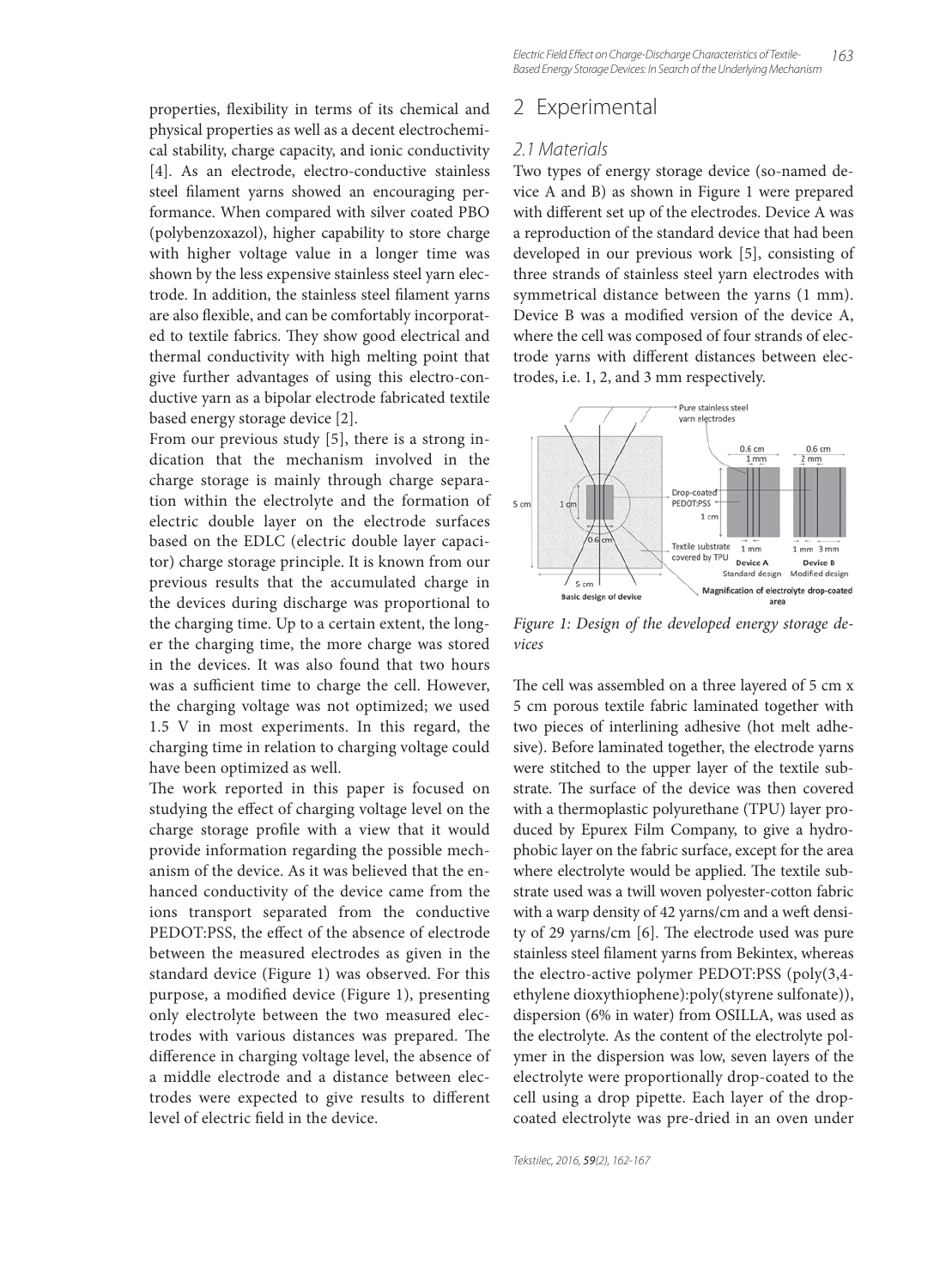properties, flexibility in terms of its chemical and physical properties as well as a decent electrochemical stability, charge capacity, and ionic conductivity [4]. As an electrode, electro-conductive stainless steel filament yarns showed an encouraging performance. When compared with silver coated PBO (polybenzoxazol), higher capability to store charge with higher voltage value in a longer time was shown by the less expensive stainless steel yarn electrode. In addition, the stainless steel filament yarns are also flexible, and can be comfortably incorporated to textile fabrics. They show good electrical and thermal conductivity with high melting point that give further advantages of using this electro-conductive yarn as a bipolar electrode fabricated textile based energy storage device [2].

From our previous study [5], there is a strong indication that the mechanism involved in the charge storage is mainly through charge separation within the electrolyte and the formation of electric double layer on the electrode surfaces based on the EDLC (electric double layer capacitor) charge storage principle. It is known from our previous results that the accumulated charge in the devices during discharge was proportional to the charging time. Up to a certain extent, the longer the charging time, the more charge was stored in the devices. It was also found that two hours was a sufficient time to charge the cell. However, the charging voltage was not optimized; we used 1.5 V in most experiments. In this regard, the charging time in relation to charging voltage could have been optimized as well.

The work reported in this paper is focused on studying the effect of charging voltage level on the charge storage profile with a view that it would provide information regarding the possible mechanism of the device. As it was believed that the enhanced conductivity of the device came from the ions transport separated from the conductive PEDOT:PSS, the effect of the absence of electrode between the measured electrodes as given in the standard device (Figure 1) was observed. For this purpose, a modified device (Figure 1), presenting only electrolyte between the two measured electrodes with various distances was prepared. The difference in charging voltage level, the absence of a middle electrode and a distance between electrodes were expected to give results to different level of electric field in the device.

## 2 Experimental

### 2.1 Materials

Two types of energy storage device (so-named device A and B) as shown in Figure 1 were prepared with different set up of the electrodes. Device A was a reproduction of the standard device that had been developed in our previous work [5], consisting of three strands of stainless steel yarn electrodes with symmetrical distance between the yarns (1 mm). Device B was a modified version of the device A, where the cell was composed of four strands of electrode yarns with different distances between electrodes, i.e. 1, 2, and 3 mm respectively.

*Figure 1: Design of the developed energy storage devices*

The cell was assembled on a three layered of 5 cm x 5 cm porous textile fabric laminated together with two pieces of interlining adhesive (hot melt adhesive). Before laminated together, the electrode yarns were stitched to the upper layer of the textile substrate. The surface of the device was then covered with a thermoplastic polyurethane (TPU) layer produced by Epurex Film Company, to give a hydrophobic layer on the fabric surface, except for the area where electrolyte would be applied. The textile substrate used was a twill woven polyester-cotton fabric with a warp density of 42 yarns/cm and a weft density of 29 yarns/cm [6]. The electrode used was pure stainless steel filament yarns from Bekintex, whereas the electro-active polymer PEDOT:PSS (poly(3,4-ethylene dioxythiophene):poly(styrene sulfonate)), dispersion (6% in water) from OSILLA, was used as the electrolyte. As the content of the electrolyte polymer in the dispersion was low, seven layers of the electrolyte were proportionally drop-coated to the cell using a drop pipette. Each layer of the drop-coated electrolyte was pre-dried in an oven under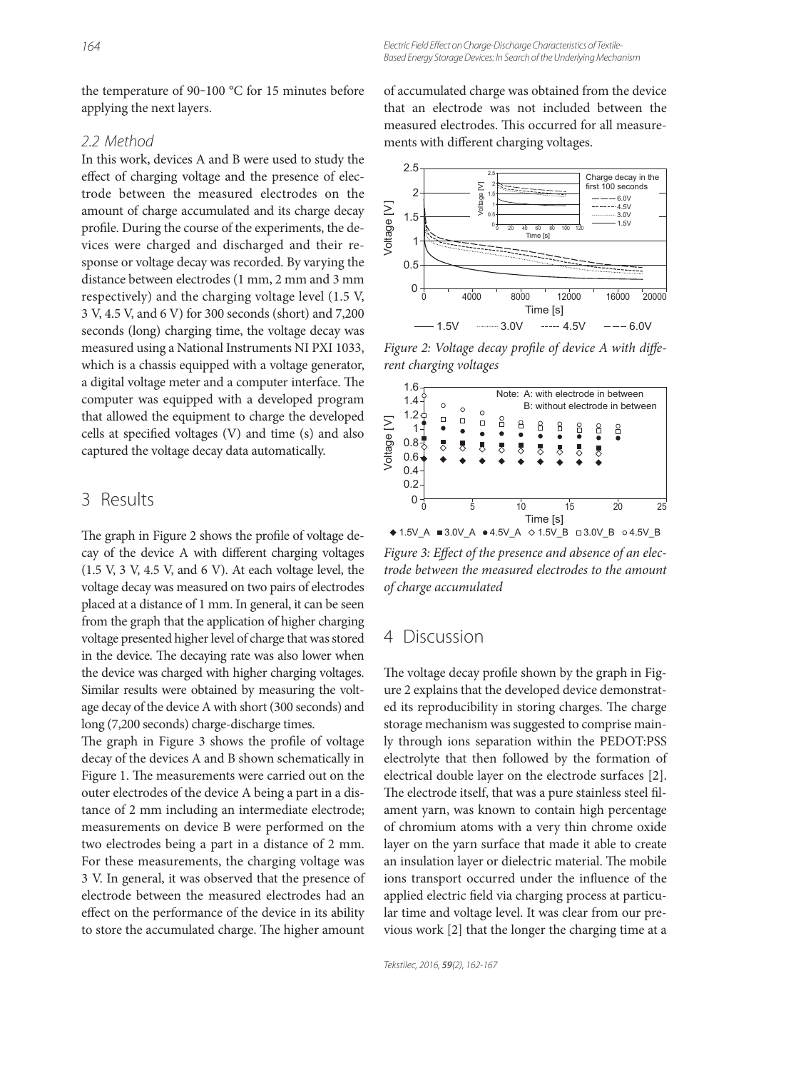the temperature of 90‒100 °C for 15 minutes before applying the next layers.

### 2.2 Method

In this work, devices A and B were used to study the effect of charging voltage and the presence of electrode between the measured electrodes on the amount of charge accumulated and its charge decay profile. During the course of the experiments, the devices were charged and discharged and their response or voltage decay was recorded. By varying the distance between electrodes (1 mm, 2 mm and 3 mm respectively) and the charging voltage level (1.5 V, 3 V, 4.5 V, and 6 V) for 300 seconds (short) and 7,200 seconds (long) charging time, the voltage decay was measured using a National Instruments NI PXI 1033, which is a chassis equipped with a voltage generator, a digital voltage meter and a computer interface. The computer was equipped with a developed program that allowed the equipment to charge the developed cells at specified voltages (V) and time (s) and also captured the voltage decay data automatically.

## 3 Results

The graph in Figure 2 shows the profile of voltage decay of the device A with different charging voltages (1.5 V, 3 V, 4.5 V, and 6 V). At each voltage level, the voltage decay was measured on two pairs of electrodes placed at a distance of 1 mm. In general, it can be seen from the graph that the application of higher charging voltage presented higher level of charge that was stored in the device. The decaying rate was also lower when the device was charged with higher charging voltages. Similar results were obtained by measuring the voltage decay of the device A with short (300 seconds) and long (7,200 seconds) charge-discharge times.

The graph in Figure 3 shows the profile of voltage decay of the devices A and B shown schematically in Figure 1. The measurements were carried out on the outer electrodes of the device A being a part in a distance of 2 mm including an intermediate electrode; measurements on device B were performed on the two electrodes being a part in a distance of 2 mm. For these measurements, the charging voltage was 3 V. In general, it was observed that the presence of electrode between the measured electrodes had an effect on the performance of the device in its ability to store the accumulated charge. The higher amount of accumulated charge was obtained from the device that an electrode was not included between the measured electrodes. This occurred for all measurements with different charging voltages.

*Figure 2: Voltage decay profile of device A with different charging voltages*

*Figure 3: Effect of the presence and absence of an electrode between the measured electrodes to the amount of charge accumulated*

## 4 Discussion

The voltage decay profile shown by the graph in Figure 2 explains that the developed device demonstrated its reproducibility in storing charges. The charge storage mechanism was suggested to comprise mainly through ions separation within the PEDOT:PSS electrolyte that then followed by the formation of electrical double layer on the electrode surfaces [2]. The electrode itself, that was a pure stainless steel filament yarn, was known to contain high percentage of chromium atoms with a very thin chrome oxide layer on the yarn surface that made it able to create an insulation layer or dielectric material. The mobile ions transport occurred under the influence of the applied electric field via charging process at particular time and voltage level. It was clear from our previous work [2] that the longer the charging time at a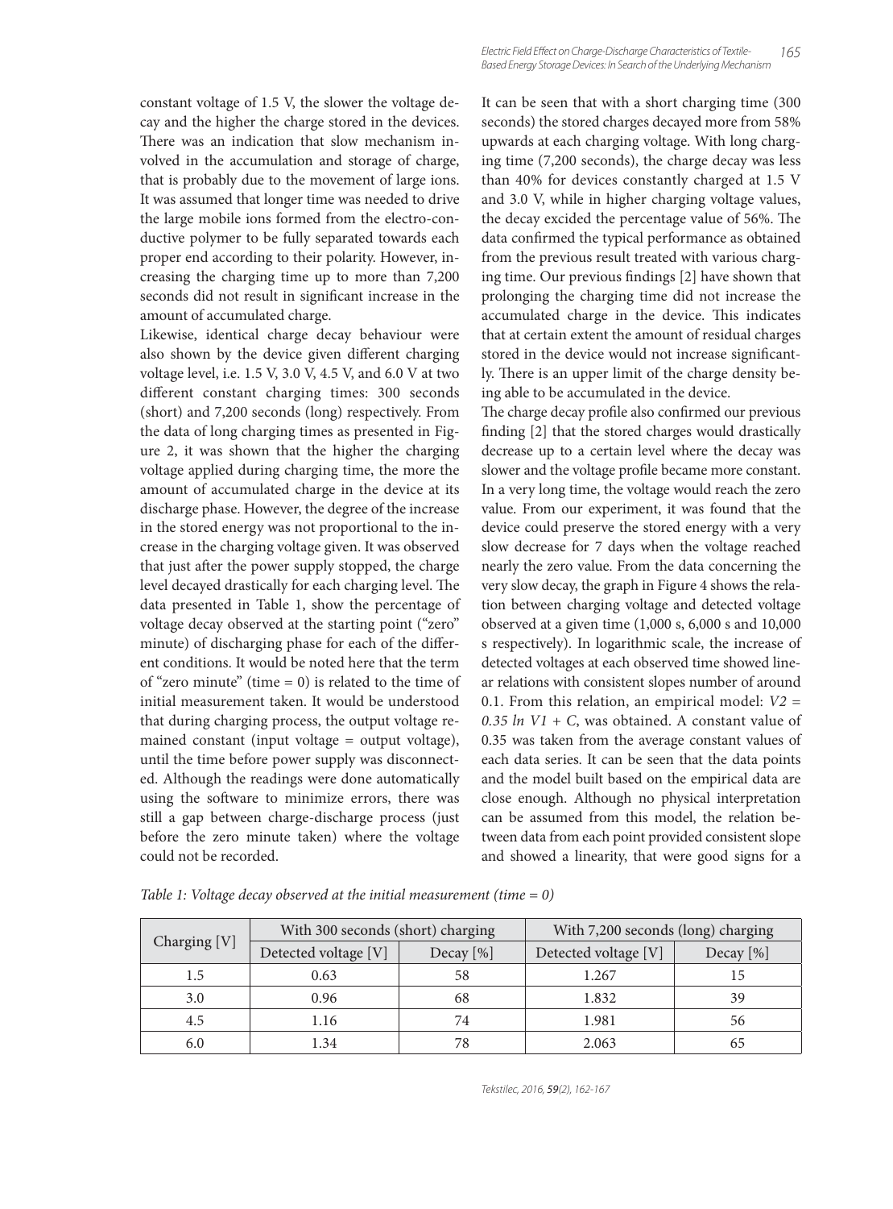constant voltage of 1.5 V, the slower the voltage decay and the higher the charge stored in the devices. There was an indication that slow mechanism involved in the accumulation and storage of charge, that is probably due to the movement of large ions. It was assumed that longer time was needed to drive the large mobile ions formed from the electro-conductive polymer to be fully separated towards each proper end according to their polarity. However, increasing the charging time up to more than 7,200 seconds did not result in significant increase in the amount of accumulated charge.

Likewise, identical charge decay behaviour were also shown by the device given different charging voltage level, i.e. 1.5 V, 3.0 V, 4.5 V, and 6.0 V at two different constant charging times: 300 seconds (short) and 7,200 seconds (long) respectively. From the data of long charging times as presented in Figure 2, it was shown that the higher the charging voltage applied during charging time, the more the amount of accumulated charge in the device at its discharge phase. However, the degree of the increase in the stored energy was not proportional to the increase in the charging voltage given. It was observed that just after the power supply stopped, the charge level decayed drastically for each charging level. The data presented in Table 1, show the percentage of voltage decay observed at the starting point ("zero" minute) of discharging phase for each of the different conditions. It would be noted here that the term of "zero minute" (time = 0) is related to the time of initial measurement taken. It would be understood that during charging process, the output voltage remained constant (input voltage = output voltage), until the time before power supply was disconnected. Although the readings were done automatically using the software to minimize errors, there was still a gap between charge-discharge process (just before the zero minute taken) where the voltage could not be recorded.

It can be seen that with a short charging time (300 seconds) the stored charges decayed more from 58% upwards at each charging voltage. With long charging time (7,200 seconds), the charge decay was less than 40% for devices constantly charged at 1.5 V and 3.0 V, while in higher charging voltage values, the decay excided the percentage value of 56%. The data confirmed the typical performance as obtained from the previous result treated with various charging time. Our previous findings [2] have shown that prolonging the charging time did not increase the accumulated charge in the device. This indicates that at certain extent the amount of residual charges stored in the device would not increase significantly. There is an upper limit of the charge density being able to be accumulated in the device.

The charge decay profile also confirmed our previous finding [2] that the stored charges would drastically decrease up to a certain level where the decay was slower and the voltage profile became more constant. In a very long time, the voltage would reach the zero value. From our experiment, it was found that the device could preserve the stored energy with a very slow decrease for 7 days when the voltage reached nearly the zero value. From the data concerning the very slow decay, the graph in Figure 4 shows the relation between charging voltage and detected voltage observed at a given time (1,000 s, 6,000 s and 10,000 s respectively). In logarithmic scale, the increase of detected voltages at each observed time showed linear relations with consistent slopes number of around 0.1. From this relation, an empirical model: $V2 = 0.35 \ln V1 + C$, was obtained. A constant value of 0.35 was taken from the average constant values of each data series. It can be seen that the data points and the model built based on the empirical data are close enough. Although no physical interpretation can be assumed from this model, the relation between data from each point provided consistent slope and showed a linearity, that were good signs for a

*Table 1: Voltage decay observed at the initial measurement (time = 0)*

| Charging [V] | With 300 seconds (short) charging | | With 7,200 seconds (long) charging | |
|---|---|---|---|---|
| | Detected voltage [V] | Decay [%] | Detected voltage [V] | Decay [%] |
| 1.5 | 0.63 | 58 | 1.267 | 15 |
| 3.0 | 0.96 | 68 | 1.832 | 39 |
| 4.5 | 1.16 | 74 | 1.981 | 56 |
| 6.0 | 1.34 | 78 | 2.063 | 65 |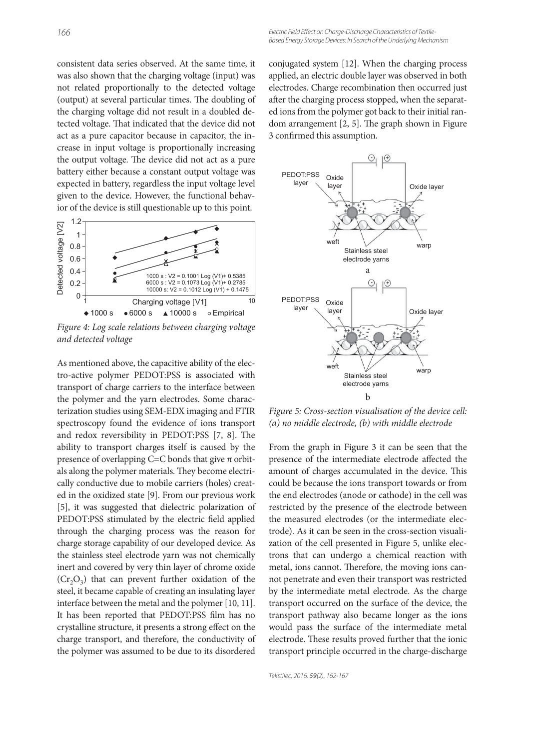consistent data series observed. At the same time, it was also shown that the charging voltage (input) was not related proportionally to the detected voltage (output) at several particular times. The doubling of the charging voltage did not result in a doubled detected voltage. That indicated that the device did not act as a pure capacitor because in capacitor, the increase in input voltage is proportionally increasing the output voltage. The device did not act as a pure battery either because a constant output voltage was expected in battery, regardless the input voltage level given to the device. However, the functional behavior of the device is still questionable up to this point.

*Figure 4: Log scale relations between charging voltage and detected voltage*

As mentioned above, the capacitive ability of the electro-active polymer PEDOT:PSS is associated with transport of charge carriers to the interface between the polymer and the yarn electrodes. Some characterization studies using SEM-EDX imaging and FTIR spectroscopy found the evidence of ions transport and redox reversibility in PEDOT:PSS [7, 8]. The ability to transport charges itself is caused by the presence of overlapping C=C bonds that give π orbitals along the polymer materials. They become electrically conductive due to mobile carriers (holes) created in the oxidized state [9]. From our previous work [5], it was suggested that dielectric polarization of PEDOT:PSS stimulated by the electric field applied through the charging process was the reason for charge storage capability of our developed device. As the stainless steel electrode yarn was not chemically inert and covered by very thin layer of chrome oxide ($Cr_2O_3$) that can prevent further oxidation of the steel, it became capable of creating an insulating layer interface between the metal and the polymer [10, 11]. It has been reported that PEDOT:PSS film has no crystalline structure, it presents a strong effect on the charge transport, and therefore, the conductivity of the polymer was assumed to be due to its disordered conjugated system [12]. When the charging process applied, an electric double layer was observed in both electrodes. Charge recombination then occurred just after the charging process stopped, when the separated ions from the polymer got back to their initial random arrangement [2, 5]. The graph shown in Figure 3 confirmed this assumption.

*Figure 5: Cross-section visualisation of the device cell: (a) no middle electrode, (b) with middle electrode*

From the graph in Figure 3 it can be seen that the presence of the intermediate electrode affected the amount of charges accumulated in the device. This could be because the ions transport towards or from the end electrodes (anode or cathode) in the cell was restricted by the presence of the electrode between the measured electrodes (or the intermediate electrode). As it can be seen in the cross-section visualization of the cell presented in Figure 5, unlike electrons that can undergo a chemical reaction with metal, ions cannot. Therefore, the moving ions cannot penetrate and even their transport was restricted by the intermediate metal electrode. As the charge transport occurred on the surface of the device, the transport pathway also became longer as the ions would pass the surface of the intermediate metal electrode. These results proved further that the ionic transport principle occurred in the charge-discharge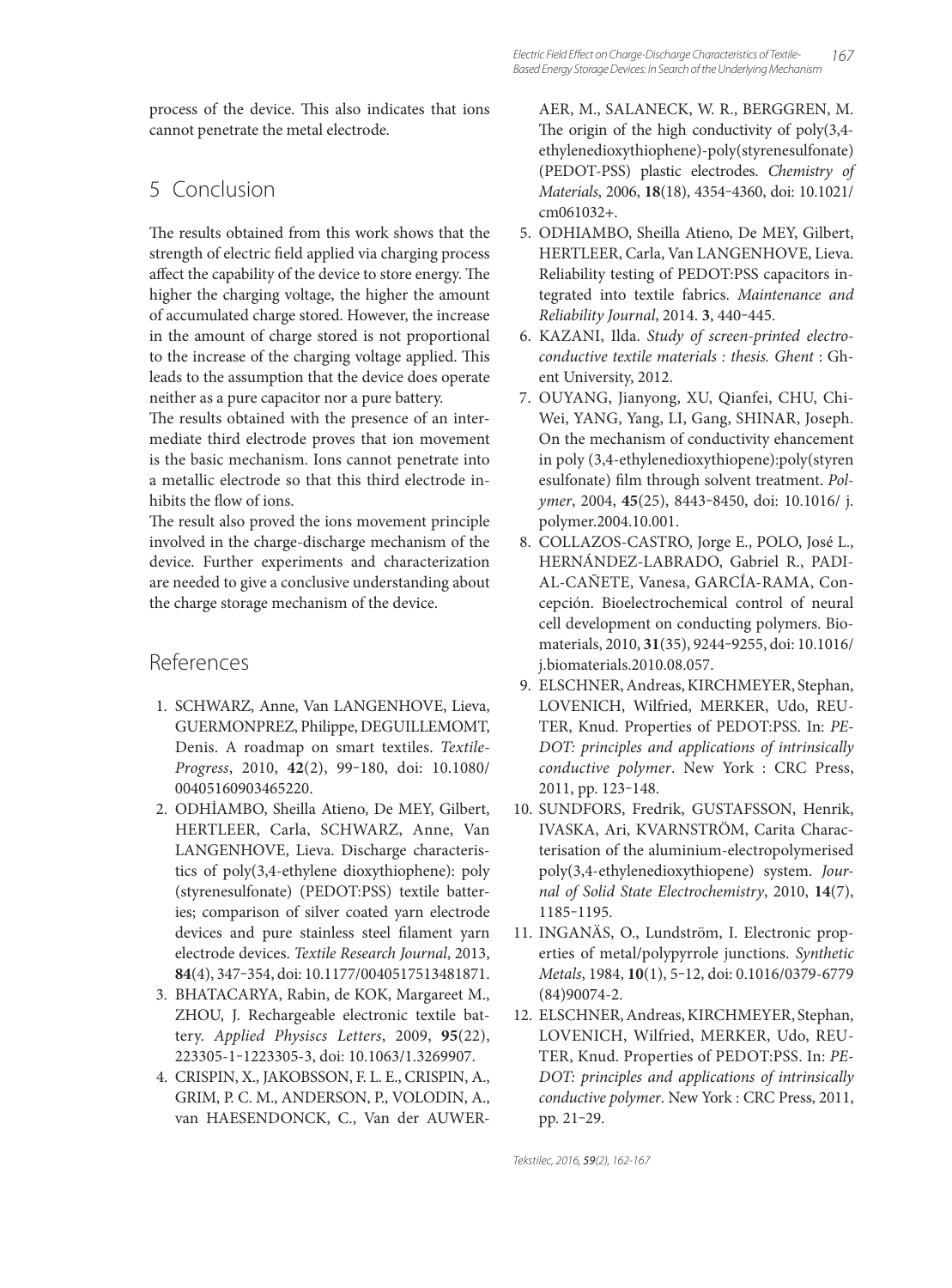process of the device. This also indicates that ions cannot penetrate the metal electrode.

## 5 Conclusion

The results obtained from this work shows that the strength of electric field applied via charging process affect the capability of the device to store energy. The higher the charging voltage, the higher the amount of accumulated charge stored. However, the increase in the amount of charge stored is not proportional to the increase of the charging voltage applied. This leads to the assumption that the device does operate neither as a pure capacitor nor a pure battery.

The results obtained with the presence of an intermediate third electrode proves that ion movement is the basic mechanism. Ions cannot penetrate into a metallic electrode so that this third electrode inhibits the flow of ions.

The result also proved the ions movement principle involved in the charge-discharge mechanism of the device. Further experiments and characterization are needed to give a conclusive understanding about the charge storage mechanism of the device.

## References

1. SCHWARZ, Anne, Van LANGENHOVE, Lieva, GUERMONPREZ, Philippe, DEGUILLEMOMT, Denis. A roadmap on smart textiles. *Textile-Progress*, 2010, **42**(2), 99‑180, doi: 10.1080/00405160903465220.
2. ODHİAMBO, Sheilla Atieno, De MEY, Gilbert, HERTLEER, Carla, SCHWARZ, Anne, Van LANGENHOVE, Lieva. Discharge characteristics of poly(3,4-ethylene dioxythiophene): poly (styrenesulfonate) (PEDOT:PSS) textile batteries; comparison of silver coated yarn electrode devices and pure stainless steel filament yarn electrode devices. *Textile Research Journal*, 2013, **84**(4), 347‑354, doi: 10.1177/0040517513481871.
3. BHATACARYA, Rabin, de KOK, Margareet M., ZHOU, J. Rechargeable electronic textile battery. *Applied Physiscs Letters*, 2009, **95**(22), 223305-1‑1223305-3, doi: 10.1063/1.3269907.
4. CRISPIN, X., JAKOBSSON, F. L. E., CRISPIN, A., GRIM, P. C. M., ANDERSON, P., VOLODIN, A., van HAESENDONCK, C., Van der AUWERAER, M., SALANECK, W. R., BERGGREN, M. The origin of the high conductivity of poly(3,4-ethylenedioxythiophene)-poly(styrenesulfonate) (PEDOT-PSS) plastic electrodes. *Chemistry of Materials*, 2006, **18**(18), 4354‑4360, doi: 10.1021/cm061032+.
5. ODHIAMBO, Sheilla Atieno, De MEY, Gilbert, HERTLEER, Carla, Van LANGENHOVE, Lieva. Reliability testing of PEDOT:PSS capacitors integrated into textile fabrics. *Maintenance and Reliability Journal*, 2014. **3**, 440‑445.
6. KAZANI, Ilda. *Study of screen-printed electroconductive textile materials : thesis. Ghent* : Ghent University, 2012.
7. OUYANG, Jianyong, XU, Qianfei, CHU, Chi-Wei, YANG, Yang, LI, Gang, SHINAR, Joseph. On the mechanism of conductivity enhancement in poly (3,4-ethylenedioxythiopene):poly(styren esulfonate) film through solvent treatment. *Polymer*, 2004, **45**(25), 8443‑8450, doi: 10.1016/ j.polymer.2004.10.001.
8. COLLAZOS-CASTRO, Jorge E., POLO, José L., HERNÁNDEZ-LABRADO, Gabriel R., PADIAL-CAÑETE, Vanesa, GARCÍA-RAMA, Concepción. Bioelectrochemical control of neural cell development on conducting polymers. Biomaterials, 2010, **31**(35), 9244‑9255, doi: 10.1016/j.biomaterials.2010.08.057.
9. ELSCHNER, Andreas, KIRCHMEYER, Stephan, LOVENICH, Wilfried, MERKER, Udo, REUTER, Knud. Properties of PEDOT:PSS. In: *PEDOT: principles and applications of intrinsically conductive polymer*. New York : CRC Press, 2011, pp. 123‑148.
10. SUNDFORS, Fredrik, GUSTAFSSON, Henrik, IVASKA, Ari, KVARNSTRÖM, Carita Characterisation of the aluminium-electropolymerised poly(3,4-ethylenedioxythiopene) system. *Journal of Solid State Electrochemistry*, 2010, **14**(7), 1185‑1195.
11. INGANÄS, O., Lundström, I. Electronic properties of metal/polypyrrole junctions. *Synthetic Metals*, 1984, **10**(1), 5‑12, doi: 0.1016/0379-6779 (84)90074-2.
12. ELSCHNER, Andreas, KIRCHMEYER, Stephan, LOVENICH, Wilfried, MERKER, Udo, REUTER, Knud. Properties of PEDOT:PSS. In: *PEDOT: principles and applications of intrinsically conductive polymer*. New York : CRC Press, 2011, pp. 21‑29.